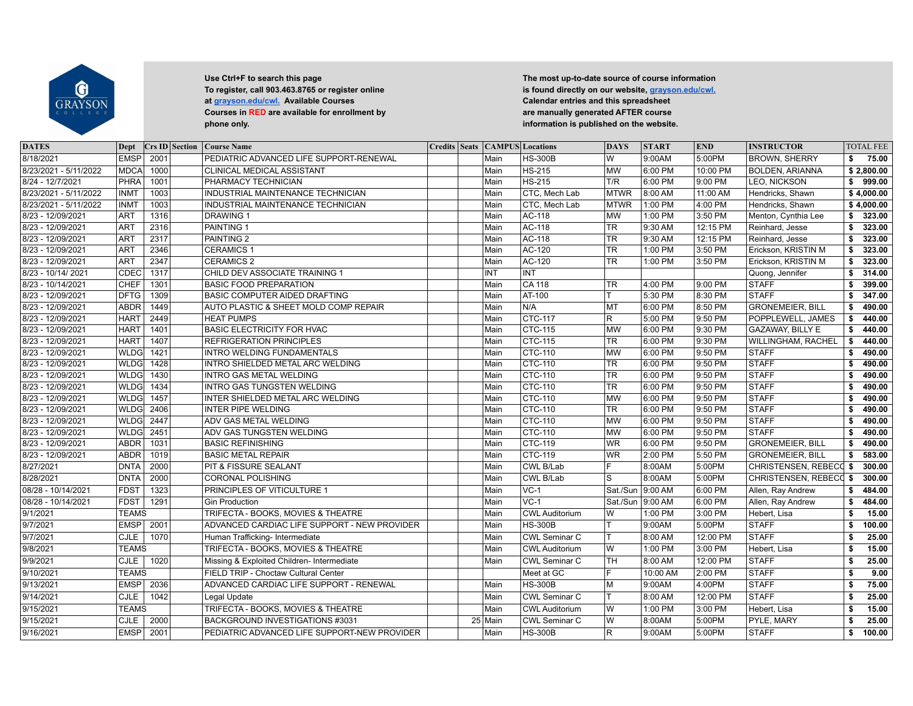GRAYSON COLLEGE

Use Ctrl+F to search this page
To register, call 903.463.8765 or register online at grayson.edu/cwl. Available Courses
Courses in RED are available for enrollment by phone only.

The most up-to-date source of course information is found directly on our website, grayson.edu/cwl.
Calendar entries and this spreadsheet are manually generated AFTER course information is published on the website.

| DATES | Dept | Crs ID | Section | Course Name | Credits | Seats | CAMPUS | Locations | DAYS | START | END | INSTRUCTOR | TOTAL FEE |
|---|---|---|---|---|---|---|---|---|---|---|---|---|---|
| 8/18/2021 | EMSP | 2001 | | PEDIATRIC ADVANCED LIFE SUPPORT-RENEWAL | | | Main | HS-300B | W | 9:00AM | 5:00PM | BROWN, SHERRY | $ 75.00 |
| 8/23/2021 - 5/11/2022 | MDCA | 1000 | | CLINICAL MEDICAL ASSISTANT | | | Main | HS-215 | MW | 6:00 PM | 10:00 PM | BOLDEN, ARIANNA | $ 2,800.00 |
| 8/24 - 12/7/2021 | PHRA | 1001 | | PHARMACY TECHNICIAN | | | Main | HS-215 | T/R | 6:00 PM | 9:00 PM | LEO, NICKSON | $ 999.00 |
| 8/23/2021 - 5/11/2022 | INMT | 1003 | | INDUSTRIAL MAINTENANCE TECHNICIAN | | | Main | CTC, Mech Lab | MTWR | 8:00 AM | 11:00 AM | Hendricks, Shawn | $ 4,000.00 |
| 8/23/2021 - 5/11/2022 | INMT | 1003 | | INDUSTRIAL MAINTENANCE TECHNICIAN | | | Main | CTC, Mech Lab | MTWR | 1:00 PM | 4:00 PM | Hendricks, Shawn | $ 4,000.00 |
| 8/23 - 12/09/2021 | ART | 1316 | | DRAWING 1 | | | Main | AC-118 | MW | 1:00 PM | 3:50 PM | Menton, Cynthia Lee | $ 323.00 |
| 8/23 - 12/09/2021 | ART | 2316 | | PAINTING 1 | | | Main | AC-118 | TR | 9:30 AM | 12:15 PM | Reinhard, Jesse | $ 323.00 |
| 8/23 - 12/09/2021 | ART | 2317 | | PAINTING 2 | | | Main | AC-118 | TR | 9:30 AM | 12:15 PM | Reinhard, Jesse | $ 323.00 |
| 8/23 - 12/09/2021 | ART | 2346 | | CERAMICS 1 | | | Main | AC-120 | TR | 1:00 PM | 3:50 PM | Erickson, KRISTIN M | $ 323.00 |
| 8/23 - 12/09/2021 | ART | 2347 | | CERAMICS 2 | | | Main | AC-120 | TR | 1:00 PM | 3:50 PM | Erickson, KRISTIN M | $ 323.00 |
| 8/23 - 10/14/ 2021 | CDEC | 1317 | | CHILD DEV ASSOCIATE TRAINING 1 | | | INT | INT | | | | Quong, Jennifer | $ 314.00 |
| 8/23 - 10/14/2021 | CHEF | 1301 | | BASIC FOOD PREPARATION | | | Main | CA 118 | TR | 4:00 PM | 9:00 PM | STAFF | $ 399.00 |
| 8/23 - 12/09/2021 | DFTG | 1309 | | BASIC COMPUTER AIDED DRAFTING | | | Main | AT-100 | T | 5:30 PM | 8:30 PM | STAFF | $ 347.00 |
| 8/23 - 12/09/2021 | ABDR | 1449 | | AUTO PLASTIC & SHEET MOLD COMP REPAIR | | | Main | N/A | MT | 6:00 PM | 8:50 PM | GRONEMEIER, BILL | $ 490.00 |
| 8/23 - 12/09/2021 | HART | 2449 | | HEAT PUMPS | | | Main | CTC-117 | R | 5:00 PM | 9:50 PM | POPPLEWELL, JAMES | $ 440.00 |
| 8/23 - 12/09/2021 | HART | 1401 | | BASIC ELECTRICITY FOR HVAC | | | Main | CTC-115 | MW | 6:00 PM | 9:30 PM | GAZAWAY, BILLY E | $ 440.00 |
| 8/23 - 12/09/2021 | HART | 1407 | | REFRIGERATION PRINCIPLES | | | Main | CTC-115 | TR | 6:00 PM | 9:30 PM | WILLINGHAM, RACHEL | $ 440.00 |
| 8/23 - 12/09/2021 | WLDG | 1421 | | INTRO WELDING FUNDAMENTALS | | | Main | CTC-110 | MW | 6:00 PM | 9:50 PM | STAFF | $ 490.00 |
| 8/23 - 12/09/2021 | WLDG | 1428 | | INTRO SHIELDED METAL ARC WELDING | | | Main | CTC-110 | TR | 6:00 PM | 9:50 PM | STAFF | $ 490.00 |
| 8/23 - 12/09/2021 | WLDG | 1430 | | INTRO GAS METAL WELDING | | | Main | CTC-110 | TR | 6:00 PM | 9:50 PM | STAFF | $ 490.00 |
| 8/23 - 12/09/2021 | WLDG | 1434 | | INTRO GAS TUNGSTEN WELDING | | | Main | CTC-110 | TR | 6:00 PM | 9:50 PM | STAFF | $ 490.00 |
| 8/23 - 12/09/2021 | WLDG | 1457 | | INTER SHIELDED METAL ARC WELDING | | | Main | CTC-110 | MW | 6:00 PM | 9:50 PM | STAFF | $ 490.00 |
| 8/23 - 12/09/2021 | WLDG | 2406 | | INTER PIPE WELDING | | | Main | CTC-110 | TR | 6:00 PM | 9:50 PM | STAFF | $ 490.00 |
| 8/23 - 12/09/2021 | WLDG | 2447 | | ADV GAS METAL WELDING | | | Main | CTC-110 | MW | 6:00 PM | 9:50 PM | STAFF | $ 490.00 |
| 8/23 - 12/09/2021 | WLDG | 2451 | | ADV GAS TUNGSTEN WELDING | | | Main | CTC-110 | MW | 6:00 PM | 9:50 PM | STAFF | $ 490.00 |
| 8/23 - 12/09/2021 | ABDR | 1031 | | BASIC REFINISHING | | | Main | CTC-119 | WR | 6:00 PM | 9:50 PM | GRONEMEIER, BILL | $ 490.00 |
| 8/23 - 12/09/2021 | ABDR | 1019 | | BASIC METAL REPAIR | | | Main | CTC-119 | WR | 2:00 PM | 5:50 PM | GRONEMEIER, BILL | $ 583.00 |
| 8/27/2021 | DNTA | 2000 | | PIT & FISSURE SEALANT | | | Main | CWL B/Lab | F | 8:00AM | 5:00PM | CHRISTENSEN, REBECCA | $ 300.00 |
| 8/28/2021 | DNTA | 2000 | | CORONAL POLISHING | | | Main | CWL B/Lab | S | 8:00AM | 5:00PM | CHRISTENSEN, REBECCA | $ 300.00 |
| 08/28 - 10/14/2021 | FDST | 1323 | | PRINCIPLES OF VITICULTURE 1 | | | Main | VC-1 | Sat./Sun | 9:00 AM | 6:00 PM | Allen, Ray Andrew | $ 484.00 |
| 08/28 - 10/14/2021 | FDST | 1291 | | Gin Production | | | Main | VC-1 | Sat./Sun | 9:00 AM | 6:00 PM | Allen, Ray Andrew | $ 484.00 |
| 9/1/2021 | TEAMS | | | TRIFECTA - BOOKS, MOVIES & THEATRE | | | Main | CWL Auditorium | W | 1:00 PM | 3:00 PM | Hebert, Lisa | $ 15.00 |
| 9/7/2021 | EMSP | 2001 | | ADVANCED CARDIAC LIFE SUPPORT - NEW PROVIDER | | | Main | HS-300B | T | 9:00AM | 5:00PM | STAFF | $ 100.00 |
| 9/7/2021 | CJLE | 1070 | | Human Trafficking- Intermediate | | | Main | CWL Seminar C | T | 8:00 AM | 12:00 PM | STAFF | $ 25.00 |
| 9/8/2021 | TEAMS | | | TRIFECTA - BOOKS, MOVIES & THEATRE | | | Main | CWL Auditorium | W | 1:00 PM | 3:00 PM | Hebert, Lisa | $ 15.00 |
| 9/9/2021 | CJLE | 1020 | | Missing & Exploited Children- Intermediate | | | Main | CWL Seminar C | TH | 8:00 AM | 12:00 PM | STAFF | $ 25.00 |
| 9/10/2021 | TEAMS | | | FIELD TRIP - Choctaw Cultural Center | | | | Meet at GC | F | 10:00 AM | 2:00 PM | STAFF | $ 9.00 |
| 9/13/2021 | EMSP | 2036 | | ADVANCED CARDIAC LIFE SUPPORT - RENEWAL | | | Main | HS-300B | M | 9:00AM | 4:00PM | STAFF | $ 75.00 |
| 9/14/2021 | CJLE | 1042 | | Legal Update | | | Main | CWL Seminar C | T | 8:00 AM | 12:00 PM | STAFF | $ 25.00 |
| 9/15/2021 | TEAMS | | | TRIFECTA - BOOKS, MOVIES & THEATRE | | | Main | CWL Auditorium | W | 1:00 PM | 3:00 PM | Hebert, Lisa | $ 15.00 |
| 9/15/2021 | CJLE | 2000 | | BACKGROUND INVESTIGATIONS #3031 | | 25 | Main | CWL Seminar C | W | 8:00AM | 5:00PM | PYLE, MARY | $ 25.00 |
| 9/16/2021 | EMSP | 2001 | | PEDIATRIC ADVANCED LIFE SUPPORT-NEW PROVIDER | | | Main | HS-300B | R | 9:00AM | 5:00PM | STAFF | $ 100.00 |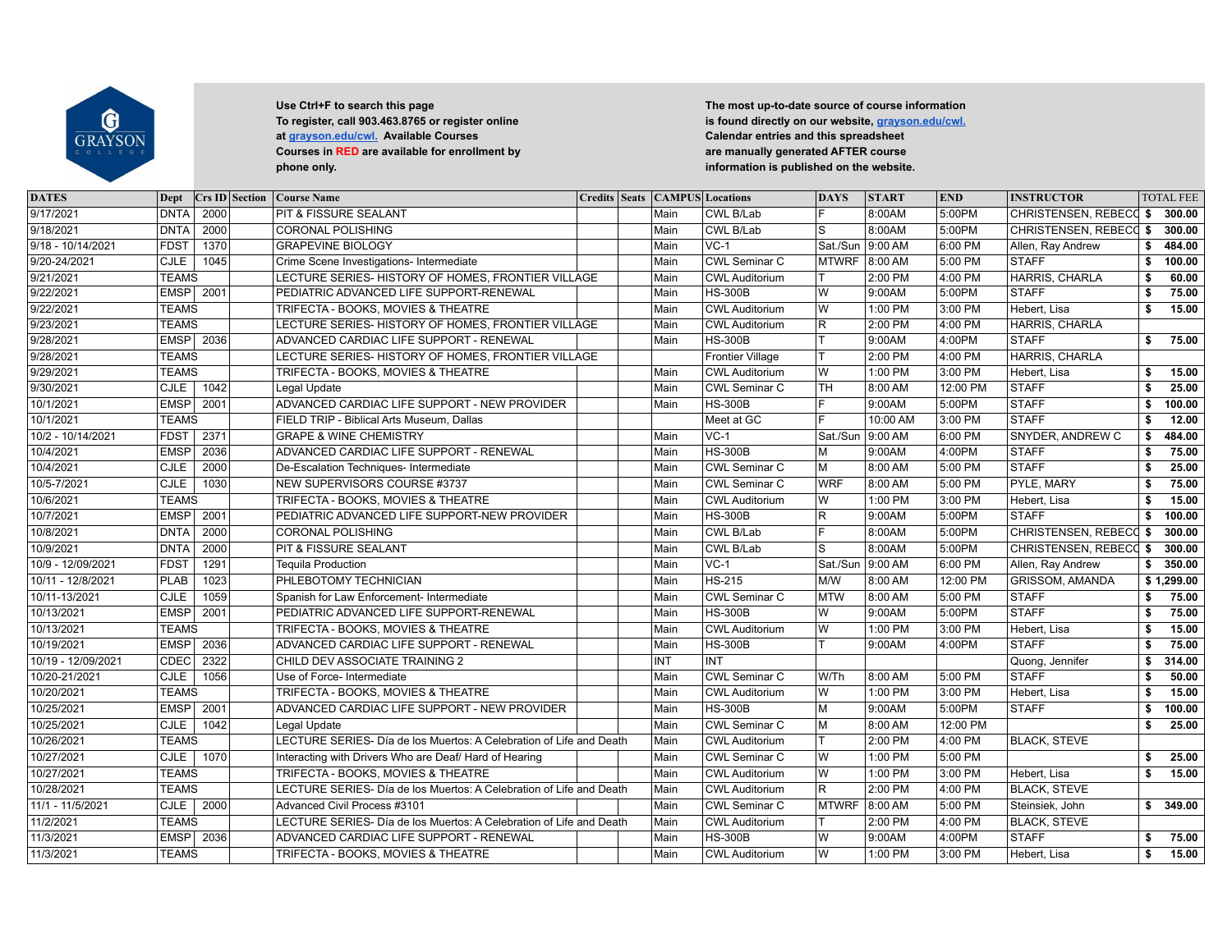Use Ctrl+F to search this page
To register, call 903.463.8765 or register online at grayson.edu/cwl. Available Courses
Courses in RED are available for enrollment by phone only.

The most up-to-date source of course information is found directly on our website, grayson.edu/cwl. Calendar entries and this spreadsheet are manually generated AFTER course information is published on the website.

| DATES | Dept | Crs ID | Section | Course Name | Credits | Seats | CAMPUS | Locations | DAYS | START | END | INSTRUCTOR | TOTAL FEE |
|---|---|---|---|---|---|---|---|---|---|---|---|---|---|
| 9/17/2021 | DNTA | 2000 | | PIT & FISSURE SEALANT | | | Main | CWL B/Lab | F | 8:00AM | 5:00PM | CHRISTENSEN, REBECC | $ 300.00 |
| 9/18/2021 | DNTA | 2000 | | CORONAL POLISHING | | | Main | CWL B/Lab | S | 8:00AM | 5:00PM | CHRISTENSEN, REBECC | $ 300.00 |
| 9/18 - 10/14/2021 | FDST | 1370 | | GRAPEVINE BIOLOGY | | | Main | VC-1 | Sat./Sun | 9:00 AM | 6:00 PM | Allen, Ray Andrew | $ 484.00 |
| 9/20-24/2021 | CJLE | 1045 | | Crime Scene Investigations- Intermediate | | | Main | CWL Seminar C | MTWRF | 8:00 AM | 5:00 PM | STAFF | $ 100.00 |
| 9/21/2021 | TEAMS | | | LECTURE SERIES- HISTORY OF HOMES, FRONTIER VILLAGE | | | Main | CWL Auditorium | T | 2:00 PM | 4:00 PM | HARRIS, CHARLA | $ 60.00 |
| 9/22/2021 | EMSP | 2001 | | PEDIATRIC ADVANCED LIFE SUPPORT-RENEWAL | | | Main | HS-300B | W | 9:00AM | 5:00PM | STAFF | $ 75.00 |
| 9/22/2021 | TEAMS | | | TRIFECTA - BOOKS, MOVIES & THEATRE | | | Main | CWL Auditorium | W | 1:00 PM | 3:00 PM | Hebert, Lisa | $ 15.00 |
| 9/23/2021 | TEAMS | | | LECTURE SERIES- HISTORY OF HOMES, FRONTIER VILLAGE | | | Main | CWL Auditorium | R | 2:00 PM | 4:00 PM | HARRIS, CHARLA | |
| 9/28/2021 | EMSP | 2036 | | ADVANCED CARDIAC LIFE SUPPORT - RENEWAL | | | Main | HS-300B | T | 9:00AM | 4:00PM | STAFF | $ 75.00 |
| 9/28/2021 | TEAMS | | | LECTURE SERIES- HISTORY OF HOMES, FRONTIER VILLAGE | | | | Frontier Village | T | 2:00 PM | 4:00 PM | HARRIS, CHARLA | |
| 9/29/2021 | TEAMS | | | TRIFECTA - BOOKS, MOVIES & THEATRE | | | Main | CWL Auditorium | W | 1:00 PM | 3:00 PM | Hebert, Lisa | $ 15.00 |
| 9/30/2021 | CJLE | 1042 | | Legal Update | | | Main | CWL Seminar C | TH | 8:00 AM | 12:00 PM | STAFF | $ 25.00 |
| 10/1/2021 | EMSP | 2001 | | ADVANCED CARDIAC LIFE SUPPORT - NEW PROVIDER | | | Main | HS-300B | F | 9:00AM | 5:00PM | STAFF | $ 100.00 |
| 10/1/2021 | TEAMS | | | FIELD TRIP - Biblical Arts Museum, Dallas | | | | Meet at GC | F | 10:00 AM | 3:00 PM | STAFF | $ 12.00 |
| 10/2 - 10/14/2021 | FDST | 2371 | | GRAPE & WINE CHEMISTRY | | | Main | VC-1 | Sat./Sun | 9:00 AM | 6:00 PM | SNYDER, ANDREW C | $ 484.00 |
| 10/4/2021 | EMSP | 2036 | | ADVANCED CARDIAC LIFE SUPPORT - RENEWAL | | | Main | HS-300B | M | 9:00AM | 4:00PM | STAFF | $ 75.00 |
| 10/4/2021 | CJLE | 2000 | | De-Escalation Techniques- Intermediate | | | Main | CWL Seminar C | M | 8:00 AM | 5:00 PM | STAFF | $ 25.00 |
| 10/5-7/2021 | CJLE | 1030 | | NEW SUPERVISORS COURSE #3737 | | | Main | CWL Seminar C | WRF | 8:00 AM | 5:00 PM | PYLE, MARY | $ 75.00 |
| 10/6/2021 | TEAMS | | | TRIFECTA - BOOKS, MOVIES & THEATRE | | | Main | CWL Auditorium | W | 1:00 PM | 3:00 PM | Hebert, Lisa | $ 15.00 |
| 10/7/2021 | EMSP | 2001 | | PEDIATRIC ADVANCED LIFE SUPPORT-NEW PROVIDER | | | Main | HS-300B | R | 9:00AM | 5:00PM | STAFF | $ 100.00 |
| 10/8/2021 | DNTA | 2000 | | CORONAL POLISHING | | | Main | CWL B/Lab | F | 8:00AM | 5:00PM | CHRISTENSEN, REBECC | $ 300.00 |
| 10/9/2021 | DNTA | 2000 | | PIT & FISSURE SEALANT | | | Main | CWL B/Lab | S | 8:00AM | 5:00PM | CHRISTENSEN, REBECC | $ 300.00 |
| 10/9 - 12/09/2021 | FDST | 1291 | | Tequila Production | | | Main | VC-1 | Sat./Sun | 9:00 AM | 6:00 PM | Allen, Ray Andrew | $ 350.00 |
| 10/11 - 12/8/2021 | PLAB | 1023 | | PHLEBOTOMY TECHNICIAN | | | Main | HS-215 | M/W | 8:00 AM | 12:00 PM | GRISSOM, AMANDA | $ 1,299.00 |
| 10/11-13/2021 | CJLE | 1059 | | Spanish for Law Enforcement- Intermediate | | | Main | CWL Seminar C | MTW | 8:00 AM | 5:00 PM | STAFF | $ 75.00 |
| 10/13/2021 | EMSP | 2001 | | PEDIATRIC ADVANCED LIFE SUPPORT-RENEWAL | | | Main | HS-300B | W | 9:00AM | 5:00PM | STAFF | $ 75.00 |
| 10/13/2021 | TEAMS | | | TRIFECTA - BOOKS, MOVIES & THEATRE | | | Main | CWL Auditorium | W | 1:00 PM | 3:00 PM | Hebert, Lisa | $ 15.00 |
| 10/19/2021 | EMSP | 2036 | | ADVANCED CARDIAC LIFE SUPPORT - RENEWAL | | | Main | HS-300B | T | 9:00AM | 4:00PM | STAFF | $ 75.00 |
| 10/19 - 12/09/2021 | CDEC | 2322 | | CHILD DEV ASSOCIATE TRAINING 2 | | | INT | INT | | | | Quong, Jennifer | $ 314.00 |
| 10/20-21/2021 | CJLE | 1056 | | Use of Force- Intermediate | | | Main | CWL Seminar C | W/Th | 8:00 AM | 5:00 PM | STAFF | $ 50.00 |
| 10/20/2021 | TEAMS | | | TRIFECTA - BOOKS, MOVIES & THEATRE | | | Main | CWL Auditorium | W | 1:00 PM | 3:00 PM | Hebert, Lisa | $ 15.00 |
| 10/25/2021 | EMSP | 2001 | | ADVANCED CARDIAC LIFE SUPPORT - NEW PROVIDER | | | Main | HS-300B | M | 9:00AM | 5:00PM | STAFF | $ 100.00 |
| 10/25/2021 | CJLE | 1042 | | Legal Update | | | Main | CWL Seminar C | M | 8:00 AM | 12:00 PM | | $ 25.00 |
| 10/26/2021 | TEAMS | | | LECTURE SERIES- Día de los Muertos: A Celebration of Life and Death | | | Main | CWL Auditorium | T | 2:00 PM | 4:00 PM | BLACK, STEVE | |
| 10/27/2021 | CJLE | 1070 | | Interacting with Drivers Who are Deaf/ Hard of Hearing | | | Main | CWL Seminar C | W | 1:00 PM | 5:00 PM | | $ 25.00 |
| 10/27/2021 | TEAMS | | | TRIFECTA - BOOKS, MOVIES & THEATRE | | | Main | CWL Auditorium | W | 1:00 PM | 3:00 PM | Hebert, Lisa | $ 15.00 |
| 10/28/2021 | TEAMS | | | LECTURE SERIES- Día de los Muertos: A Celebration of Life and Death | | | Main | CWL Auditorium | R | 2:00 PM | 4:00 PM | BLACK, STEVE | |
| 11/1 - 11/5/2021 | CJLE | 2000 | | Advanced Civil Process #3101 | | | Main | CWL Seminar C | MTWRF | 8:00 AM | 5:00 PM | Steinsiek, John | $ 349.00 |
| 11/2/2021 | TEAMS | | | LECTURE SERIES- Día de los Muertos: A Celebration of Life and Death | | | Main | CWL Auditorium | T | 2:00 PM | 4:00 PM | BLACK, STEVE | |
| 11/3/2021 | EMSP | 2036 | | ADVANCED CARDIAC LIFE SUPPORT - RENEWAL | | | Main | HS-300B | W | 9:00AM | 4:00PM | STAFF | $ 75.00 |
| 11/3/2021 | TEAMS | | | TRIFECTA - BOOKS, MOVIES & THEATRE | | | Main | CWL Auditorium | W | 1:00 PM | 3:00 PM | Hebert, Lisa | $ 15.00 |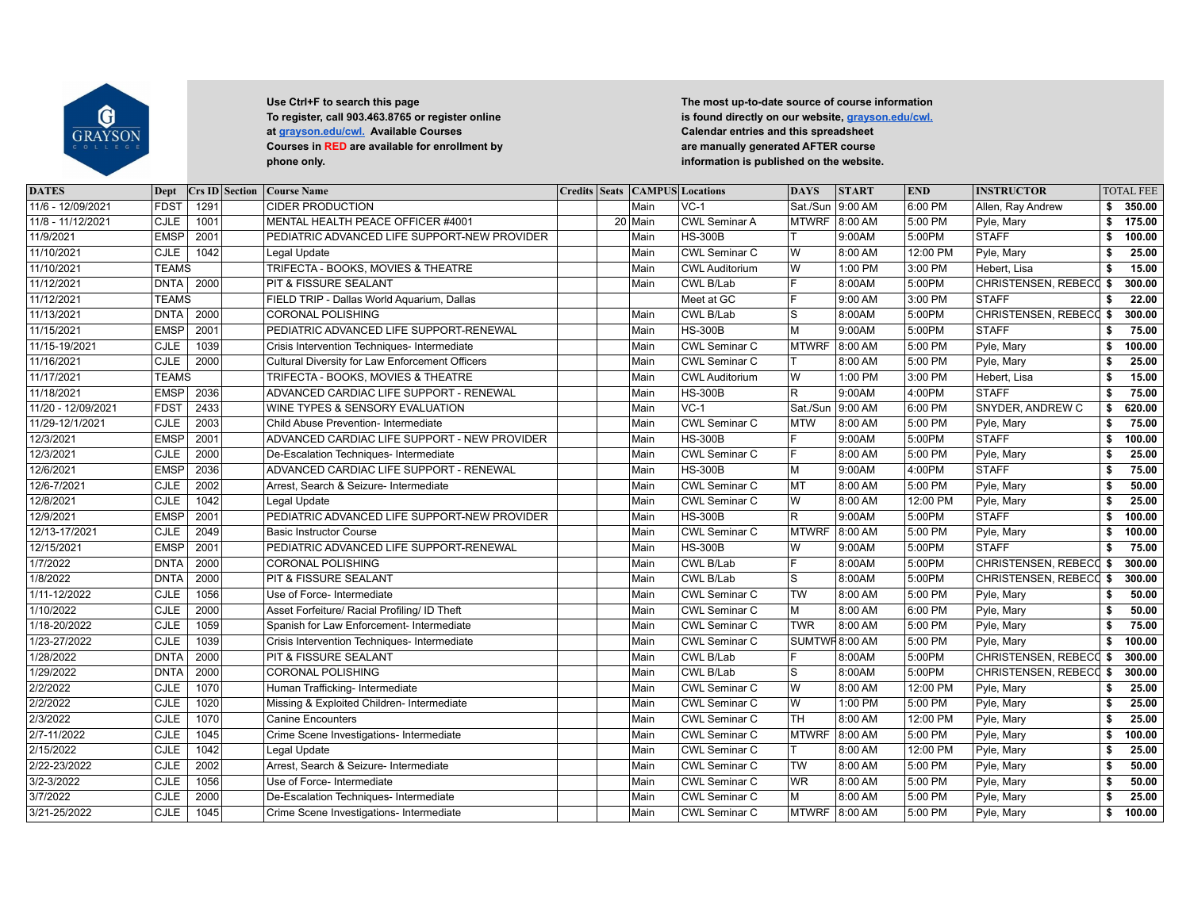Use Ctrl+F to search this page
To register, call 903.463.8765 or register online at grayson.edu/cwl. Available Courses
Courses in RED are available for enrollment by phone only.

The most up-to-date source of course information is found directly on our website, grayson.edu/cwl. Calendar entries and this spreadsheet are manually generated AFTER course information is published on the website.

| DATES | Dept | Crs ID | Section | Course Name | Credits | Seats | CAMPUS | Locations | DAYS | START | END | INSTRUCTOR | TOTAL FEE |
|---|---|---|---|---|---|---|---|---|---|---|---|---|---|
| 11/6 - 12/09/2021 | FDST | 1291 | | CIDER PRODUCTION | | | Main | VC-1 | Sat./Sun | 9:00 AM | 6:00 PM | Allen, Ray Andrew | $ 350.00 |
| 11/8 - 11/12/2021 | CJLE | 1001 | | MENTAL HEALTH PEACE OFFICER #4001 | | 20 | Main | CWL Seminar A | MTWRF | 8:00 AM | 5:00 PM | Pyle, Mary | $ 175.00 |
| 11/9/2021 | EMSP | 2001 | | PEDIATRIC ADVANCED LIFE SUPPORT-NEW PROVIDER | | | Main | HS-300B | T | 9:00AM | 5:00PM | STAFF | $ 100.00 |
| 11/10/2021 | CJLE | 1042 | | Legal Update | | | Main | CWL Seminar C | W | 8:00 AM | 12:00 PM | Pyle, Mary | $ 25.00 |
| 11/10/2021 | TEAMS | | | TRIFECTA - BOOKS, MOVIES & THEATRE | | | Main | CWL Auditorium | W | 1:00 PM | 3:00 PM | Hebert, Lisa | $ 15.00 |
| 11/12/2021 | DNTA | 2000 | | PIT & FISSURE SEALANT | | | Main | CWL B/Lab | F | 8:00AM | 5:00PM | CHRISTENSEN, REBECC | $ 300.00 |
| 11/12/2021 | TEAMS | | | FIELD TRIP - Dallas World Aquarium, Dallas | | | | Meet at GC | F | 9:00 AM | 3:00 PM | STAFF | $ 22.00 |
| 11/13/2021 | DNTA | 2000 | | CORONAL POLISHING | | | Main | CWL B/Lab | S | 8:00AM | 5:00PM | CHRISTENSEN, REBECC | $ 300.00 |
| 11/15/2021 | EMSP | 2001 | | PEDIATRIC ADVANCED LIFE SUPPORT-RENEWAL | | | Main | HS-300B | M | 9:00AM | 5:00PM | STAFF | $ 75.00 |
| 11/15-19/2021 | CJLE | 1039 | | Crisis Intervention Techniques- Intermediate | | | Main | CWL Seminar C | MTWRF | 8:00 AM | 5:00 PM | Pyle, Mary | $ 100.00 |
| 11/16/2021 | CJLE | 2000 | | Cultural Diversity for Law Enforcement Officers | | | Main | CWL Seminar C | T | 8:00 AM | 5:00 PM | Pyle, Mary | $ 25.00 |
| 11/17/2021 | TEAMS | | | TRIFECTA - BOOKS, MOVIES & THEATRE | | | Main | CWL Auditorium | W | 1:00 PM | 3:00 PM | Hebert, Lisa | $ 15.00 |
| 11/18/2021 | EMSP | 2036 | | ADVANCED CARDIAC LIFE SUPPORT - RENEWAL | | | Main | HS-300B | R | 9:00AM | 4:00PM | STAFF | $ 75.00 |
| 11/20 - 12/09/2021 | FDST | 2433 | | WINE TYPES & SENSORY EVALUATION | | | Main | VC-1 | Sat./Sun | 9:00 AM | 6:00 PM | SNYDER, ANDREW C | $ 620.00 |
| 11/29-12/1/2021 | CJLE | 2003 | | Child Abuse Prevention- Intermediate | | | Main | CWL Seminar C | MTW | 8:00 AM | 5:00 PM | Pyle, Mary | $ 75.00 |
| 12/3/2021 | EMSP | 2001 | | ADVANCED CARDIAC LIFE SUPPORT - NEW PROVIDER | | | Main | HS-300B | F | 9:00AM | 5:00PM | STAFF | $ 100.00 |
| 12/3/2021 | CJLE | 2000 | | De-Escalation Techniques- Intermediate | | | Main | CWL Seminar C | F | 8:00 AM | 5:00 PM | Pyle, Mary | $ 25.00 |
| 12/6/2021 | EMSP | 2036 | | ADVANCED CARDIAC LIFE SUPPORT - RENEWAL | | | Main | HS-300B | M | 9:00AM | 4:00PM | STAFF | $ 75.00 |
| 12/6-7/2021 | CJLE | 2002 | | Arrest, Search & Seizure- Intermediate | | | Main | CWL Seminar C | MT | 8:00 AM | 5:00 PM | Pyle, Mary | $ 50.00 |
| 12/8/2021 | CJLE | 1042 | | Legal Update | | | Main | CWL Seminar C | W | 8:00 AM | 12:00 PM | Pyle, Mary | $ 25.00 |
| 12/9/2021 | EMSP | 2001 | | PEDIATRIC ADVANCED LIFE SUPPORT-NEW PROVIDER | | | Main | HS-300B | R | 9:00AM | 5:00PM | STAFF | $ 100.00 |
| 12/13-17/2021 | CJLE | 2049 | | Basic Instructor Course | | | Main | CWL Seminar C | MTWRF | 8:00 AM | 5:00 PM | Pyle, Mary | $ 100.00 |
| 12/15/2021 | EMSP | 2001 | | PEDIATRIC ADVANCED LIFE SUPPORT-RENEWAL | | | Main | HS-300B | W | 9:00AM | 5:00PM | STAFF | $ 75.00 |
| 1/7/2022 | DNTA | 2000 | | CORONAL POLISHING | | | Main | CWL B/Lab | F | 8:00AM | 5:00PM | CHRISTENSEN, REBECC | $ 300.00 |
| 1/8/2022 | DNTA | 2000 | | PIT & FISSURE SEALANT | | | Main | CWL B/Lab | S | 8:00AM | 5:00PM | CHRISTENSEN, REBECC | $ 300.00 |
| 1/11-12/2022 | CJLE | 1056 | | Use of Force- Intermediate | | | Main | CWL Seminar C | TW | 8:00 AM | 5:00 PM | Pyle, Mary | $ 50.00 |
| 1/10/2022 | CJLE | 2000 | | Asset Forfeiture/ Racial Profiling/ ID Theft | | | Main | CWL Seminar C | M | 8:00 AM | 6:00 PM | Pyle, Mary | $ 50.00 |
| 1/18-20/2022 | CJLE | 1059 | | Spanish for Law Enforcement- Intermediate | | | Main | CWL Seminar C | TWR | 8:00 AM | 5:00 PM | Pyle, Mary | $ 75.00 |
| 1/23-27/2022 | CJLE | 1039 | | Crisis Intervention Techniques- Intermediate | | | Main | CWL Seminar C | SUMTWR | 8:00 AM | 5:00 PM | Pyle, Mary | $ 100.00 |
| 1/28/2022 | DNTA | 2000 | | PIT & FISSURE SEALANT | | | Main | CWL B/Lab | F | 8:00AM | 5:00PM | CHRISTENSEN, REBECC | $ 300.00 |
| 1/29/2022 | DNTA | 2000 | | CORONAL POLISHING | | | Main | CWL B/Lab | S | 8:00AM | 5:00PM | CHRISTENSEN, REBECC | $ 300.00 |
| 2/2/2022 | CJLE | 1070 | | Human Trafficking- Intermediate | | | Main | CWL Seminar C | W | 8:00 AM | 12:00 PM | Pyle, Mary | $ 25.00 |
| 2/2/2022 | CJLE | 1020 | | Missing & Exploited Children- Intermediate | | | Main | CWL Seminar C | W | 1:00 PM | 5:00 PM | Pyle, Mary | $ 25.00 |
| 2/3/2022 | CJLE | 1070 | | Canine Encounters | | | Main | CWL Seminar C | TH | 8:00 AM | 12:00 PM | Pyle, Mary | $ 25.00 |
| 2/7-11/2022 | CJLE | 1045 | | Crime Scene Investigations- Intermediate | | | Main | CWL Seminar C | MTWRF | 8:00 AM | 5:00 PM | Pyle, Mary | $ 100.00 |
| 2/15/2022 | CJLE | 1042 | | Legal Update | | | Main | CWL Seminar C | T | 8:00 AM | 12:00 PM | Pyle, Mary | $ 25.00 |
| 2/22-23/2022 | CJLE | 2002 | | Arrest, Search & Seizure- Intermediate | | | Main | CWL Seminar C | TW | 8:00 AM | 5:00 PM | Pyle, Mary | $ 50.00 |
| 3/2-3/2022 | CJLE | 1056 | | Use of Force- Intermediate | | | Main | CWL Seminar C | WR | 8:00 AM | 5:00 PM | Pyle, Mary | $ 50.00 |
| 3/7/2022 | CJLE | 2000 | | De-Escalation Techniques- Intermediate | | | Main | CWL Seminar C | M | 8:00 AM | 5:00 PM | Pyle, Mary | $ 25.00 |
| 3/21-25/2022 | CJLE | 1045 | | Crime Scene Investigations- Intermediate | | | Main | CWL Seminar C | MTWRF | 8:00 AM | 5:00 PM | Pyle, Mary | $ 100.00 |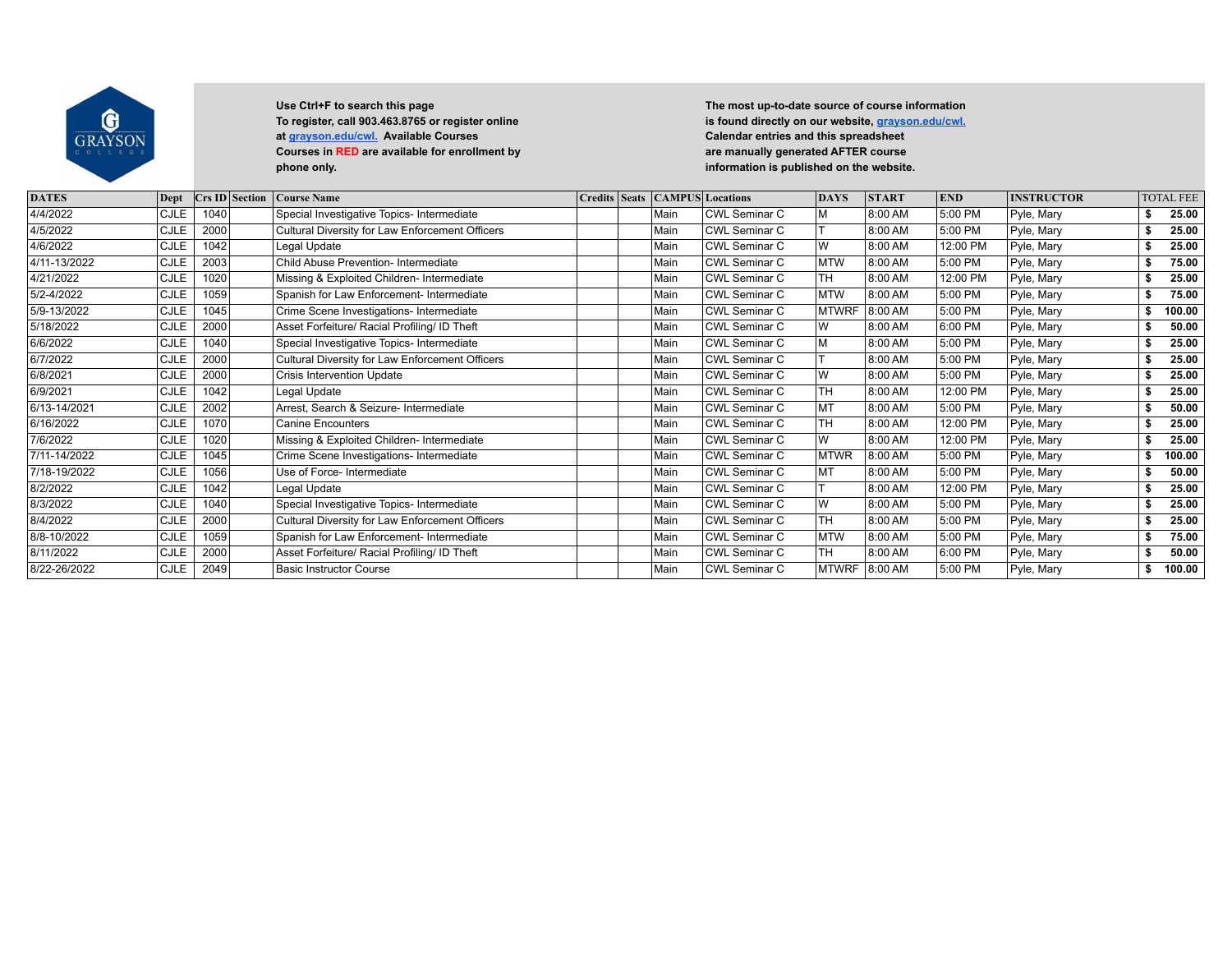Use Ctrl+F to search this page
To register, call 903.463.8765 or register online at grayson.edu/cwl. Available Courses
Courses in RED are available for enrollment by phone only.

The most up-to-date source of course information is found directly on our website, grayson.edu/cwl. Calendar entries and this spreadsheet are manually generated AFTER course information is published on the website.

| DATES | Dept | Crs ID | Section | Course Name | Credits | Seats | CAMPUS | Locations | DAYS | START | END | INSTRUCTOR | TOTAL FEE |
|---|---|---|---|---|---|---|---|---|---|---|---|---|---|
| 4/4/2022 | CJLE | 1040 | | Special Investigative Topics- Intermediate | | | Main | CWL Seminar C | M | 8:00 AM | 5:00 PM | Pyle, Mary | $ 25.00 |
| 4/5/2022 | CJLE | 2000 | | Cultural Diversity for Law Enforcement Officers | | | Main | CWL Seminar C | T | 8:00 AM | 5:00 PM | Pyle, Mary | $ 25.00 |
| 4/6/2022 | CJLE | 1042 | | Legal Update | | | Main | CWL Seminar C | W | 8:00 AM | 12:00 PM | Pyle, Mary | $ 25.00 |
| 4/11-13/2022 | CJLE | 2003 | | Child Abuse Prevention- Intermediate | | | Main | CWL Seminar C | MTW | 8:00 AM | 5:00 PM | Pyle, Mary | $ 75.00 |
| 4/21/2022 | CJLE | 1020 | | Missing & Exploited Children- Intermediate | | | Main | CWL Seminar C | TH | 8:00 AM | 12:00 PM | Pyle, Mary | $ 25.00 |
| 5/2-4/2022 | CJLE | 1059 | | Spanish for Law Enforcement- Intermediate | | | Main | CWL Seminar C | MTW | 8:00 AM | 5:00 PM | Pyle, Mary | $ 75.00 |
| 5/9-13/2022 | CJLE | 1045 | | Crime Scene Investigations- Intermediate | | | Main | CWL Seminar C | MTWRF | 8:00 AM | 5:00 PM | Pyle, Mary | $ 100.00 |
| 5/18/2022 | CJLE | 2000 | | Asset Forfeiture/ Racial Profiling/ ID Theft | | | Main | CWL Seminar C | W | 8:00 AM | 6:00 PM | Pyle, Mary | $ 50.00 |
| 6/6/2022 | CJLE | 1040 | | Special Investigative Topics- Intermediate | | | Main | CWL Seminar C | M | 8:00 AM | 5:00 PM | Pyle, Mary | $ 25.00 |
| 6/7/2022 | CJLE | 2000 | | Cultural Diversity for Law Enforcement Officers | | | Main | CWL Seminar C | T | 8:00 AM | 5:00 PM | Pyle, Mary | $ 25.00 |
| 6/8/2021 | CJLE | 2000 | | Crisis Intervention Update | | | Main | CWL Seminar C | W | 8:00 AM | 5:00 PM | Pyle, Mary | $ 25.00 |
| 6/9/2021 | CJLE | 1042 | | Legal Update | | | Main | CWL Seminar C | TH | 8:00 AM | 12:00 PM | Pyle, Mary | $ 25.00 |
| 6/13-14/2021 | CJLE | 2002 | | Arrest, Search & Seizure- Intermediate | | | Main | CWL Seminar C | MT | 8:00 AM | 5:00 PM | Pyle, Mary | $ 50.00 |
| 6/16/2022 | CJLE | 1070 | | Canine Encounters | | | Main | CWL Seminar C | TH | 8:00 AM | 12:00 PM | Pyle, Mary | $ 25.00 |
| 7/6/2022 | CJLE | 1020 | | Missing & Exploited Children- Intermediate | | | Main | CWL Seminar C | W | 8:00 AM | 12:00 PM | Pyle, Mary | $ 25.00 |
| 7/11-14/2022 | CJLE | 1045 | | Crime Scene Investigations- Intermediate | | | Main | CWL Seminar C | MTWR | 8:00 AM | 5:00 PM | Pyle, Mary | $ 100.00 |
| 7/18-19/2022 | CJLE | 1056 | | Use of Force- Intermediate | | | Main | CWL Seminar C | MT | 8:00 AM | 5:00 PM | Pyle, Mary | $ 50.00 |
| 8/2/2022 | CJLE | 1042 | | Legal Update | | | Main | CWL Seminar C | T | 8:00 AM | 12:00 PM | Pyle, Mary | $ 25.00 |
| 8/3/2022 | CJLE | 1040 | | Special Investigative Topics- Intermediate | | | Main | CWL Seminar C | W | 8:00 AM | 5:00 PM | Pyle, Mary | $ 25.00 |
| 8/4/2022 | CJLE | 2000 | | Cultural Diversity for Law Enforcement Officers | | | Main | CWL Seminar C | TH | 8:00 AM | 5:00 PM | Pyle, Mary | $ 25.00 |
| 8/8-10/2022 | CJLE | 1059 | | Spanish for Law Enforcement- Intermediate | | | Main | CWL Seminar C | MTW | 8:00 AM | 5:00 PM | Pyle, Mary | $ 75.00 |
| 8/11/2022 | CJLE | 2000 | | Asset Forfeiture/ Racial Profiling/ ID Theft | | | Main | CWL Seminar C | TH | 8:00 AM | 6:00 PM | Pyle, Mary | $ 50.00 |
| 8/22-26/2022 | CJLE | 2049 | | Basic Instructor Course | | | Main | CWL Seminar C | MTWRF | 8:00 AM | 5:00 PM | Pyle, Mary | $ 100.00 |